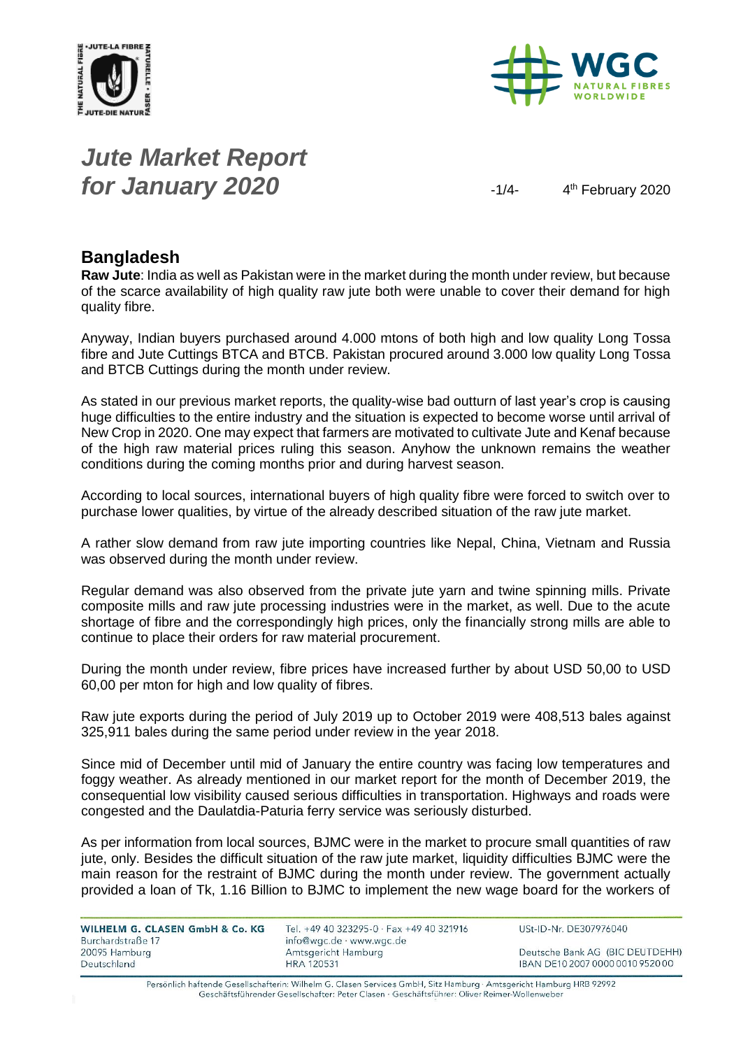# *Jute Market Report for January 2020*

4th February 2020

## Bangladesh

**Raw Jute**: India as well as Pakistan were in the market during the month under review, but because of the scarce availability of high quality raw jute both were unable to cover their demand for high quality fibre.

Anyway, Indian buyers purchased around 4.000 mtons of both high and low quality Long Tossa fibre and Jute Cuttings BTCA and BTCB. Pakistan procured around 3.000 low quality Long Tossa and BTCB Cuttings during the month under review.

As stated in our previous market reports, the quality-wise bad outturn of last year's crop is causing huge difficulties to the entire industry and the situation is expected to become worse until arrival of New Crop in 2020. One may expect that farmers are motivated to cultivate Jute and Kenaf because of the high raw material prices ruling this season. Anyhow the unknown remains the weather conditions during the coming months prior and during harvest season.

According to local sources, international buyers of high quality fibre were forced to switch over to purchase lower qualities, by virtue of the already described situation of the raw jute market.

A rather slow demand from raw jute importing countries like Nepal, China, Vietnam and Russia was observed during the month under review.

Regular demand was also observed from the private jute yarn and twine spinning mills. Private composite mills and raw jute processing industries were in the market, as well. Due to the acute shortage of fibre and the correspondingly high prices, only the financially strong mills are able to continue to place their orders for raw material procurement.

During the month under review, fibre prices have increased further by about USD 50,00 to USD 60,00 per mton for high and low quality of fibres.

Raw jute exports during the period of July 2019 up to October 2019 were 408,513 bales against 325,911 bales during the same period under review in the year 2018.

Since mid of December until mid of January the entire country was facing low temperatures and foggy weather. As already mentioned in our market report for the month of December 2019, the consequential low visibility caused serious difficulties in transportation. Highways and roads were congested and the Daulatdia-Paturia ferry service was seriously disturbed.

As per information from local sources, BJMC were in the market to procure small quantities of raw jute, only. Besides the difficult situation of the raw jute market, liquidity difficulties BJMC were the main reason for the restraint of BJMC during the month under review. The government actually provided a loan of Tk, 1.16 Billion to BJMC to implement the new wage board for the workers of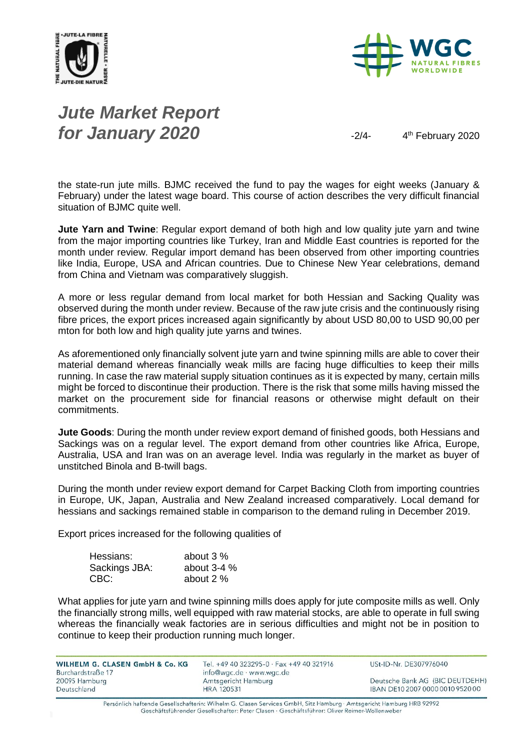the state-run jute mills. BJMC received the fund to pay the wages for eight weeks (January & February) under the latest wage board. This course of action describes the very difficult financial situation of BJMC quite well.

**Jute Yarn and Twine**: Regular export demand of both high and low quality jute yarn and twine from the major importing countries like Turkey, Iran and Middle East countries is reported for the month under review. Regular import demand has been observed from other importing countries like India, Europe, USA and African countries. Due to Chinese New Year celebrations, demand from China and Vietnam was comparatively sluggish.

A more or less regular demand from local market for both Hessian and Sacking Quality was observed during the month under review. Because of the raw jute crisis and the continuously rising fibre prices, the export prices increased again significantly by about USD 80,00 to USD 90,00 per mton for both low and high quality jute yarns and twines.

As aforementioned only financially solvent jute yarn and twine spinning mills are able to cover their material demand whereas financially weak mills are facing huge difficulties to keep their mills running. In case the raw material supply situation continues as it is expected by many, certain mills might be forced to discontinue their production. There is the risk that some mills having missed the market on the procurement side for financial reasons or otherwise might default on their commitments.

**Jute Goods**: During the month under review export demand of finished goods, both Hessians and Sackings was on a regular level. The export demand from other countries like Africa, Europe, Australia, USA and Iran was on an average level. India was regularly in the market as buyer of unstitched Binola and B-twill bags.

During the month under review export demand for Carpet Backing Cloth from importing countries in Europe, UK, Japan, Australia and New Zealand increased comparatively. Local demand for hessians and sackings remained stable in comparison to the demand ruling in December 2019.

Export prices increased for the following qualities of

| | |
|---|---|
| Hessians: | about 3 % |
| Sackings JBA: | about 3-4 % |
| CBC: | about 2 % |

What applies for jute yarn and twine spinning mills does apply for jute composite mills as well. Only the financially strong mills, well equipped with raw material stocks, are able to operate in full swing whereas the financially weak factories are in serious difficulties and might not be in position to continue to keep their production running much longer.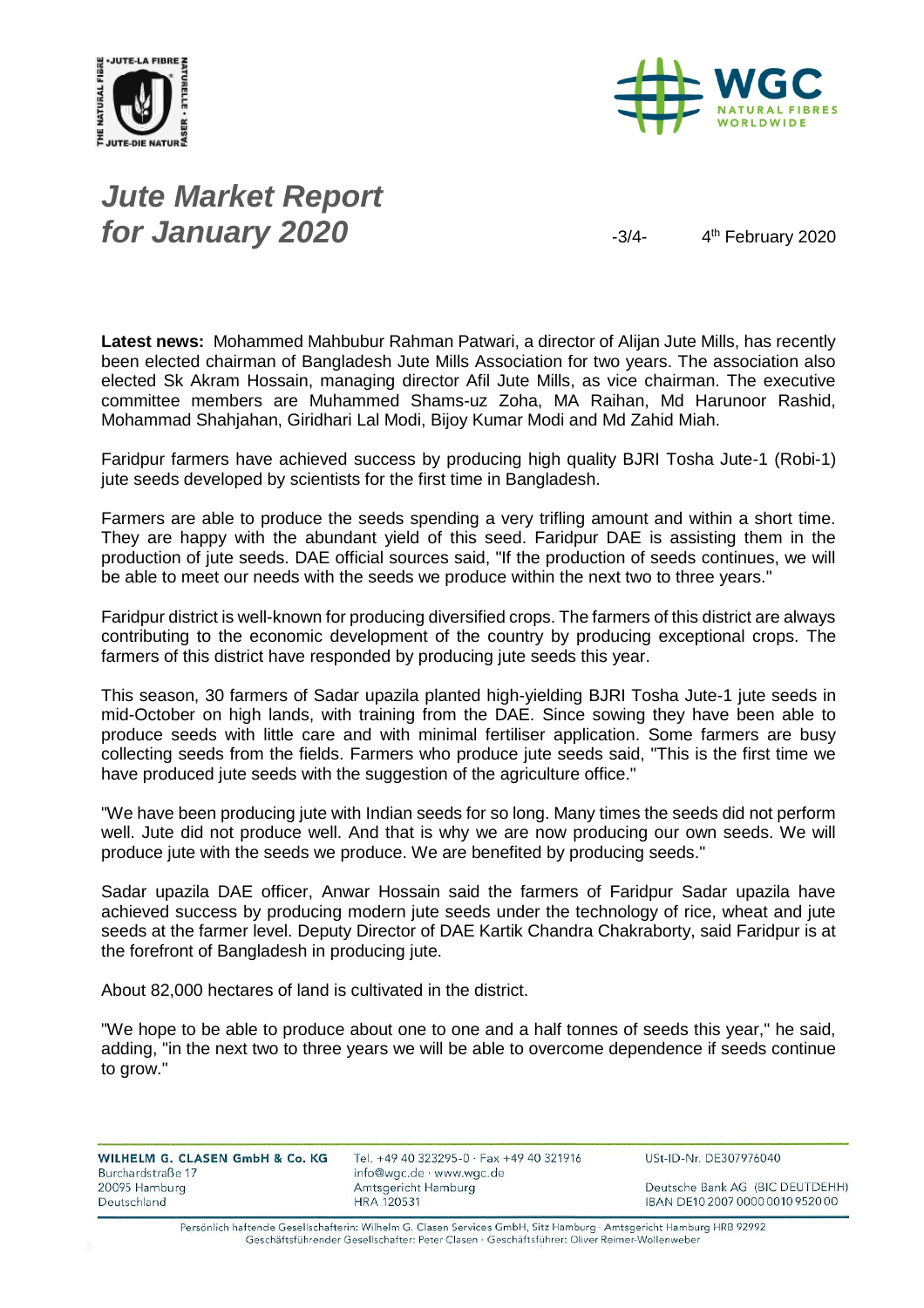**Latest news:** Mohammed Mahbubur Rahman Patwari, a director of Alijan Jute Mills, has recently been elected chairman of Bangladesh Jute Mills Association for two years. The association also elected Sk Akram Hossain, managing director Afil Jute Mills, as vice chairman. The executive committee members are Muhammed Shams-uz Zoha, MA Raihan, Md Harunoor Rashid, Mohammad Shahjahan, Giridhari Lal Modi, Bijoy Kumar Modi and Md Zahid Miah.

Faridpur farmers have achieved success by producing high quality BJRI Tosha Jute-1 (Robi-1) jute seeds developed by scientists for the first time in Bangladesh.

Farmers are able to produce the seeds spending a very trifling amount and within a short time. They are happy with the abundant yield of this seed. Faridpur DAE is assisting them in the production of jute seeds. DAE official sources said, "If the production of seeds continues, we will be able to meet our needs with the seeds we produce within the next two to three years."

Faridpur district is well-known for producing diversified crops. The farmers of this district are always contributing to the economic development of the country by producing exceptional crops. The farmers of this district have responded by producing jute seeds this year.

This season, 30 farmers of Sadar upazila planted high-yielding BJRI Tosha Jute-1 jute seeds in mid-October on high lands, with training from the DAE. Since sowing they have been able to produce seeds with little care and with minimal fertiliser application. Some farmers are busy collecting seeds from the fields. Farmers who produce jute seeds said, "This is the first time we have produced jute seeds with the suggestion of the agriculture office."

"We have been producing jute with Indian seeds for so long. Many times the seeds did not perform well. Jute did not produce well. And that is why we are now producing our own seeds. We will produce jute with the seeds we produce. We are benefited by producing seeds."

Sadar upazila DAE officer, Anwar Hossain said the farmers of Faridpur Sadar upazila have achieved success by producing modern jute seeds under the technology of rice, wheat and jute seeds at the farmer level. Deputy Director of DAE Kartik Chandra Chakraborty, said Faridpur is at the forefront of Bangladesh in producing jute.

About 82,000 hectares of land is cultivated in the district.

"We hope to be able to produce about one to one and a half tonnes of seeds this year," he said, adding, "in the next two to three years we will be able to overcome dependence if seeds continue to grow."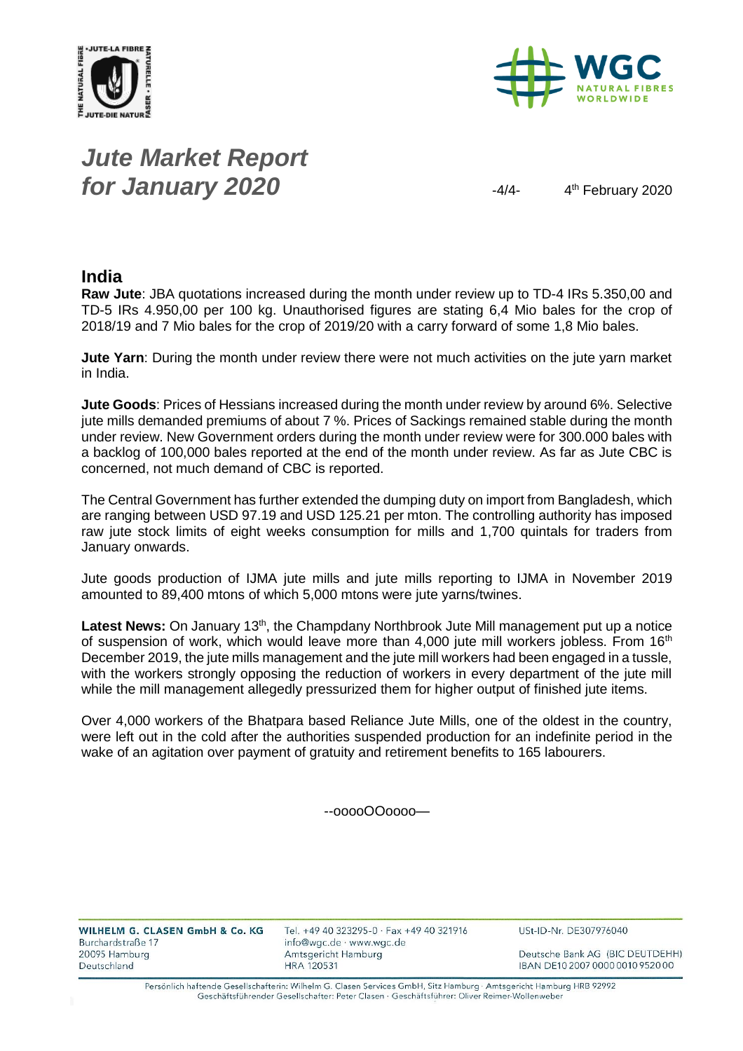# Jute Market Report for January 2020

4th February 2020

## India

**Raw Jute**: JBA quotations increased during the month under review up to TD-4 IRs 5.350,00 and TD-5 IRs 4.950,00 per 100 kg. Unauthorised figures are stating 6,4 Mio bales for the crop of 2018/19 and 7 Mio bales for the crop of 2019/20 with a carry forward of some 1,8 Mio bales.

**Jute Yarn**: During the month under review there were not much activities on the jute yarn market in India.

**Jute Goods**: Prices of Hessians increased during the month under review by around 6%. Selective jute mills demanded premiums of about 7 %. Prices of Sackings remained stable during the month under review. New Government orders during the month under review were for 300.000 bales with a backlog of 100,000 bales reported at the end of the month under review. As far as Jute CBC is concerned, not much demand of CBC is reported.

The Central Government has further extended the dumping duty on import from Bangladesh, which are ranging between USD 97.19 and USD 125.21 per mton. The controlling authority has imposed raw jute stock limits of eight weeks consumption for mills and 1,700 quintals for traders from January onwards.

Jute goods production of IJMA jute mills and jute mills reporting to IJMA in November 2019 amounted to 89,400 mtons of which 5,000 mtons were jute yarns/twines.

**Latest News:** On January 13th, the Champdany Northbrook Jute Mill management put up a notice of suspension of work, which would leave more than 4,000 jute mill workers jobless. From 16th December 2019, the jute mills management and the jute mill workers had been engaged in a tussle, with the workers strongly opposing the reduction of workers in every department of the jute mill while the mill management allegedly pressurized them for higher output of finished jute items.

Over 4,000 workers of the Bhatpara based Reliance Jute Mills, one of the oldest in the country, were left out in the cold after the authorities suspended production for an indefinite period in the wake of an agitation over payment of gratuity and retirement benefits to 165 labourers.

--ooooOOoooo—